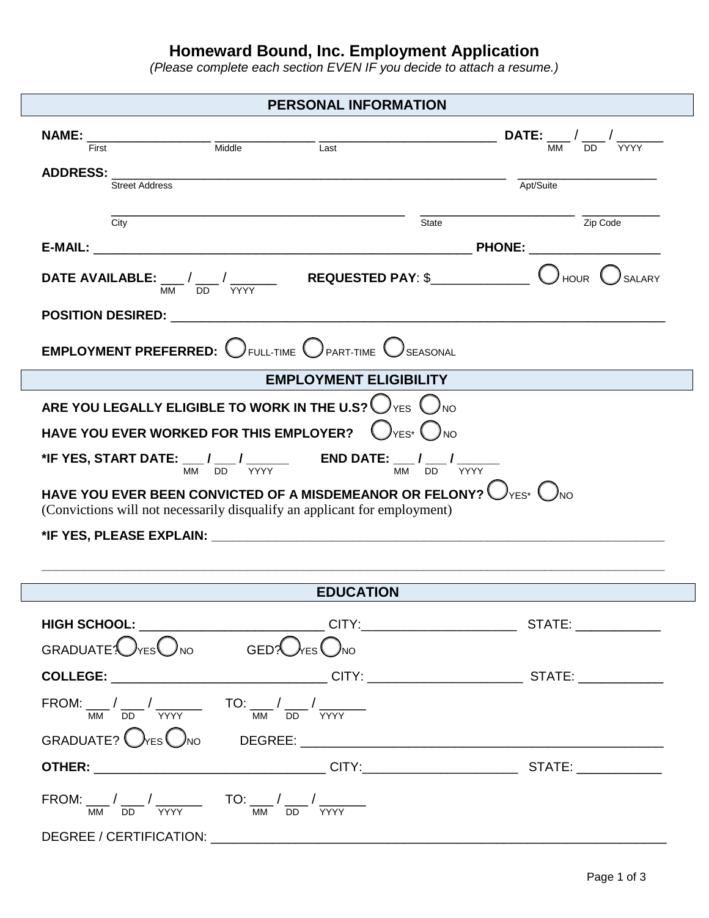# Homeward Bound, Inc. Employment Application

*(Please complete each section EVEN IF you decide to attach a resume.)*

## PERSONAL INFORMATION

**NAME:** _________________ _____________ ________________________ **DATE:** ___ / ___ / ______
First Middle Last MM DD YYYY

**ADDRESS:** ______________________________________________________ ___________________
Street Address Apt/Suite

________________________________________ _____________________ ___________
City State Zip Code

**E-MAIL:** ____________________________________________________ **PHONE:** __________________

**DATE AVAILABLE:** ___ / ___ / ______ **REQUESTED PAY**: $_____________ ◯ HOUR ◯ SALARY
MM DD YYYY

**POSITION DESIRED:** ____________________________________________________________

**EMPLOYMENT PREFERRED:** ◯ FULL-TIME ◯ PART-TIME ◯ SEASONAL

## EMPLOYMENT ELIGIBILITY

**ARE YOU LEGALLY ELIGIBLE TO WORK IN THE U.S?** ◯ YES ◯ NO

**HAVE YOU EVER WORKED FOR THIS EMPLOYER?** ◯ YES* ◯ NO

***IF YES, START DATE:** ___ / ___ / ______ **END DATE:** ___ / ___ / ______
MM DD YYYY MM DD YYYY

**HAVE YOU EVER BEEN CONVICTED OF A MISDEMEANOR OR FELONY?** ◯ YES* ◯ NO
(Convictions will not necessarily disqualify an applicant for employment)

***IF YES, PLEASE EXPLAIN:** ____________________________________________________________

______________________________________________________________________________

## EDUCATION

**HIGH SCHOOL:** _________________________ CITY:____________________ STATE: ___________

GRADUATE? ◯ YES ◯ NO GED? ◯ YES ◯ NO

**COLLEGE:** _____________________________ CITY: ____________________ STATE: ___________

FROM: ___ / ___ / ______ TO: ___ / ___ / ______
MM DD YYYY MM DD YYYY

GRADUATE? ◯ YES ◯ NO DEGREE: ______________________________________________

**OTHER:** _______________________________ CITY:____________________ STATE: ___________

FROM: ___ / ___ / ______ TO: ___ / ___ / ______
MM DD YYYY MM DD YYYY

DEGREE / CERTIFICATION: _______________________________________________________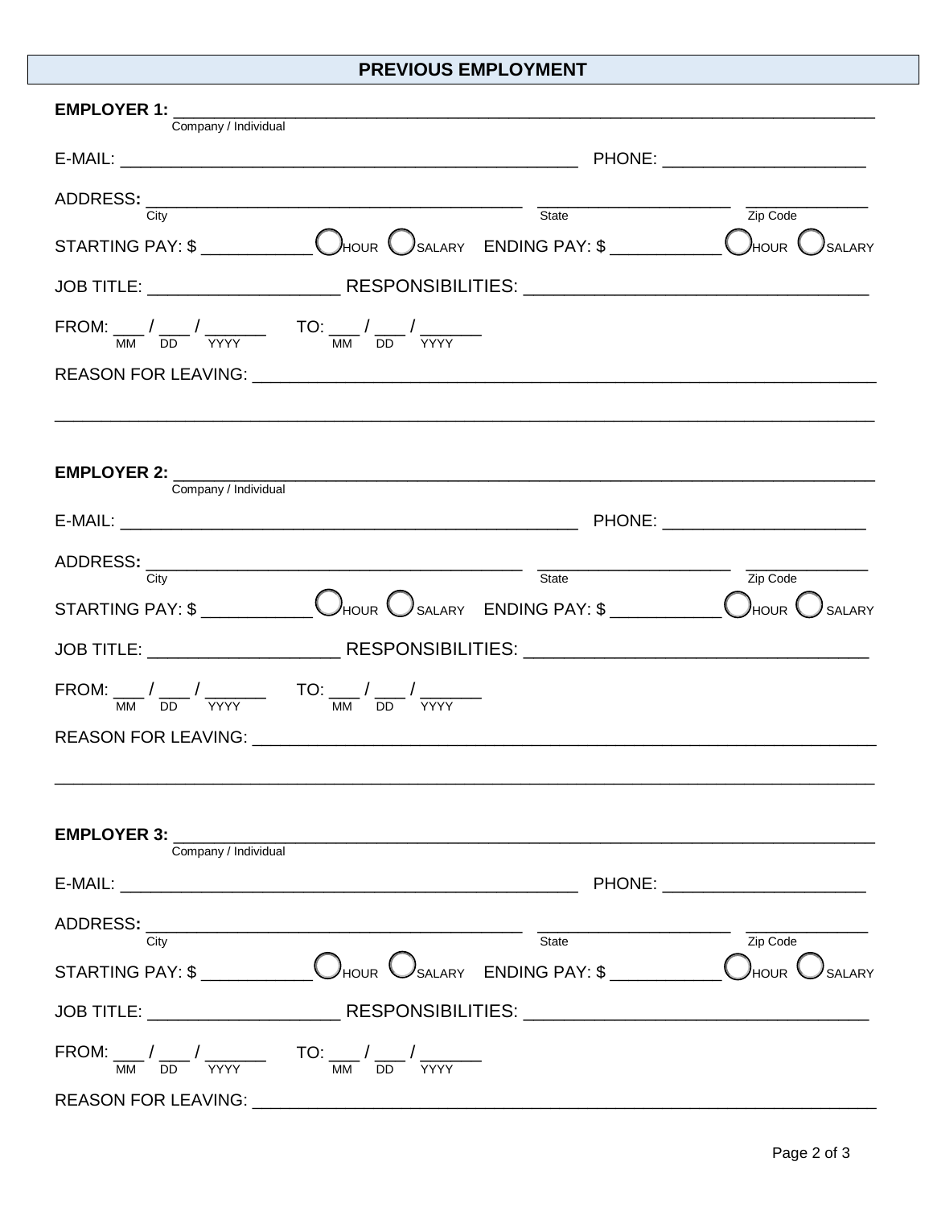## PREVIOUS EMPLOYMENT

**EMPLOYER 1:** ______________________________________________
Company / Individual

E-MAIL: ______________________________ PHONE: ____________________

ADDRESS: ______________________________ ____________________ ____________
City State Zip Code

STARTING PAY: $ ___________ ◯ HOUR ◯ SALARY ENDING PAY: $ ___________ ◯ HOUR ◯ SALARY

JOB TITLE: ____________________ RESPONSIBILITIES: ______________________________

FROM: ___ / ___ / ______ TO: ___ / ___ / ______
MM DD YYYY MM DD YYYY

REASON FOR LEAVING: ______________________________________________

______________________________________________________________

**EMPLOYER 2:** ______________________________________________
Company / Individual

E-MAIL: ______________________________ PHONE: ____________________

ADDRESS: ______________________________ ____________________ ____________
City State Zip Code

STARTING PAY: $ ___________ ◯ HOUR ◯ SALARY ENDING PAY: $ ___________ ◯ HOUR ◯ SALARY

JOB TITLE: ____________________ RESPONSIBILITIES: ______________________________

FROM: ___ / ___ / ______ TO: ___ / ___ / ______
MM DD YYYY MM DD YYYY

REASON FOR LEAVING: ______________________________________________

______________________________________________________________

**EMPLOYER 3:** ______________________________________________
Company / Individual

E-MAIL: ______________________________ PHONE: ____________________

ADDRESS: ______________________________ ____________________ ____________
City State Zip Code

STARTING PAY: $ ___________ ◯ HOUR ◯ SALARY ENDING PAY: $ ___________ ◯ HOUR ◯ SALARY

JOB TITLE: ____________________ RESPONSIBILITIES: ______________________________

FROM: ___ / ___ / ______ TO: ___ / ___ / ______
MM DD YYYY MM DD YYYY

REASON FOR LEAVING: ______________________________________________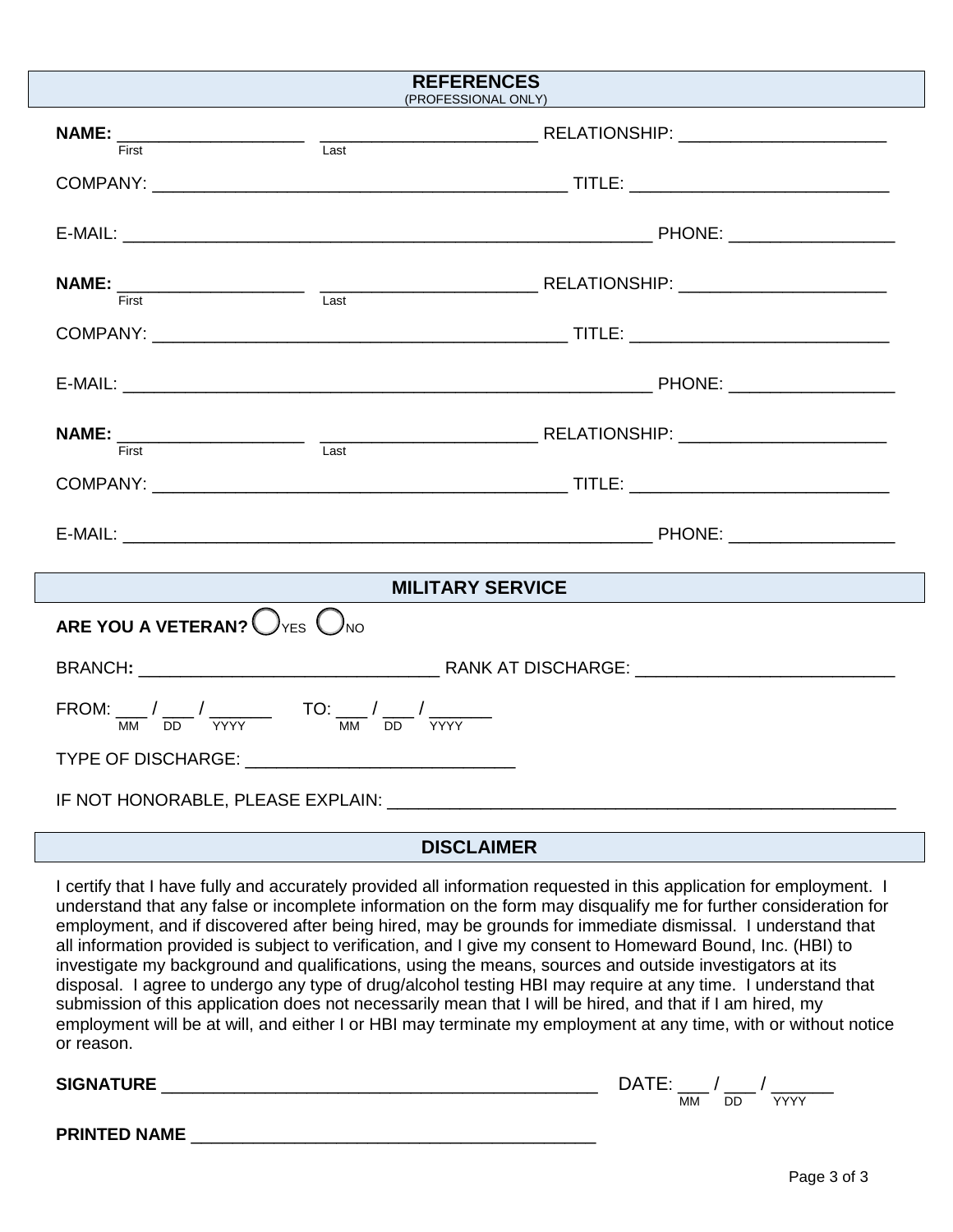## REFERENCES
(PROFESSIONAL ONLY)

**NAME:** ___________________ _____________________ RELATIONSHIP: _____________________
First Last

COMPANY: _________________________________________ TITLE: __________________________

E-MAIL: _____________________________________________________ PHONE: _________________

**NAME:** ___________________ _____________________ RELATIONSHIP: _____________________
First Last

COMPANY: _________________________________________ TITLE: __________________________

E-MAIL: _____________________________________________________ PHONE: _________________

**NAME:** ___________________ _____________________ RELATIONSHIP: _____________________
First Last

COMPANY: _________________________________________ TITLE: __________________________

E-MAIL: _____________________________________________________ PHONE: _________________

## MILITARY SERVICE

**ARE YOU A VETERAN?** ○ YES ○ NO

BRANCH**:** ______________________________ RANK AT DISCHARGE: __________________________

FROM: ___ / ___ / ______ TO: ___ / ___ / ______
MM DD YYYY MM DD YYYY

TYPE OF DISCHARGE: ___________________________

IF NOT HONORABLE, PLEASE EXPLAIN: _____________________________________________________

## DISCLAIMER

I certify that I have fully and accurately provided all information requested in this application for employment. I understand that any false or incomplete information on the form may disqualify me for further consideration for employment, and if discovered after being hired, may be grounds for immediate dismissal. I understand that all information provided is subject to verification, and I give my consent to Homeward Bound, Inc. (HBI) to investigate my background and qualifications, using the means, sources and outside investigators at its disposal. I agree to undergo any type of drug/alcohol testing HBI may require at any time. I understand that submission of this application does not necessarily mean that I will be hired, and that if I am hired, my employment will be at will, and either I or HBI may terminate my employment at any time, with or without notice or reason.

**SIGNATURE** ____________________________________________ DATE: ___ / ___ / ______
MM DD YYYY

**PRINTED NAME** _________________________________________